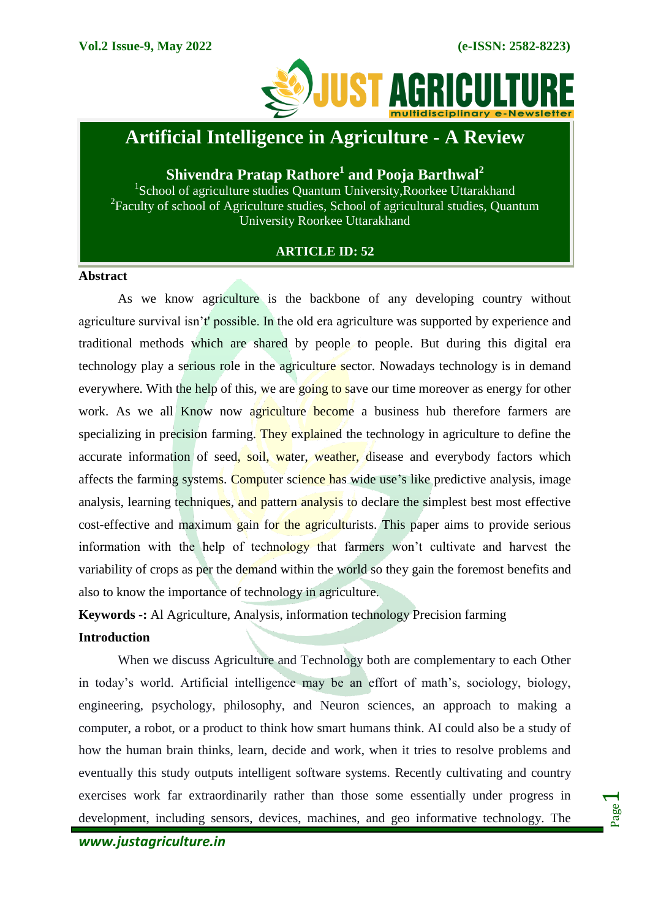# Artificial Intelligence in Agriculture - A Review

**Shivendra Pratap Rathore[1] and Pooja Barthwal[2]**

[1]School of agriculture studies Quantum University,Roorkee Uttarakhand

[2]Faculty of school of Agriculture studies, School of agricultural studies, Quantum University Roorkee Uttarakhand

**ARTICLE ID: 52**

## Abstract

As we know agriculture is the backbone of any developing country without agriculture survival isn't' possible. In the old era agriculture was supported by experience and traditional methods which are shared by people to people. But during this digital era technology play a serious role in the agriculture sector. Nowadays technology is in demand everywhere. With the help of this, we are going to save our time moreover as energy for other work. As we all Know now agriculture become a business hub therefore farmers are specializing in precision farming. They explained the technology in agriculture to define the accurate information of seed, soil, water, weather, disease and everybody factors which affects the farming systems. Computer science has wide use's like predictive analysis, image analysis, learning techniques, and pattern analysis to declare the simplest best most effective cost-effective and maximum gain for the agriculturists. This paper aims to provide serious information with the help of technology that farmers won't cultivate and harvest the variability of crops as per the demand within the world so they gain the foremost benefits and also to know the importance of technology in agriculture.

**Keywords -:** Al Agriculture, Analysis, information technology Precision farming

## Introduction

When we discuss Agriculture and Technology both are complementary to each Other in today's world. Artificial intelligence may be an effort of math's, sociology, biology, engineering, psychology, philosophy, and Neuron sciences, an approach to making a computer, a robot, or a product to think how smart humans think. AI could also be a study of how the human brain thinks, learn, decide and work, when it tries to resolve problems and eventually this study outputs intelligent software systems. Recently cultivating and country exercises work far extraordinarily rather than those some essentially under progress in development, including sensors, devices, machines, and geo informative technology. The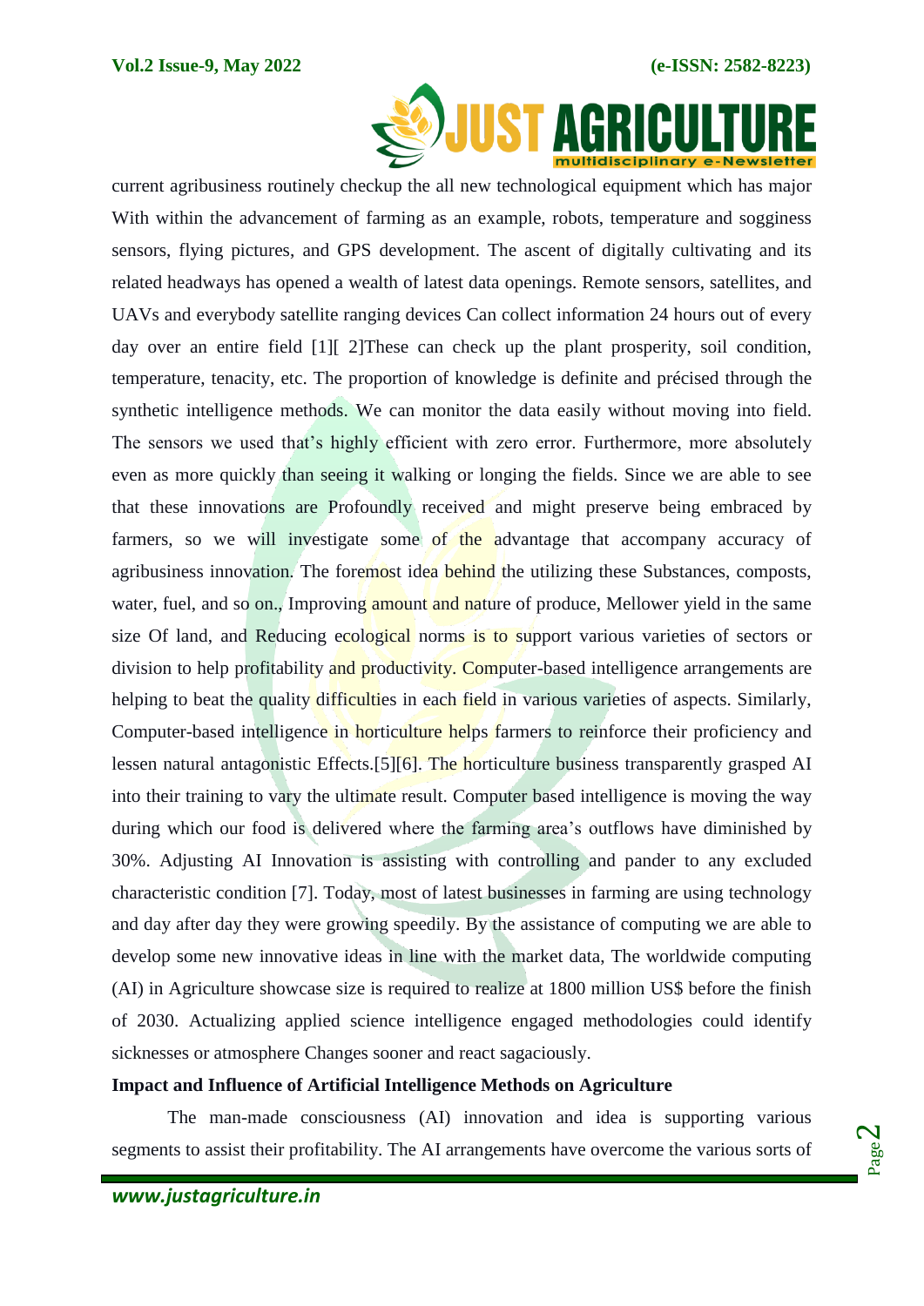current agribusiness routinely checkup the all new technological equipment which has major With within the advancement of farming as an example, robots, temperature and sogginess sensors, flying pictures, and GPS development. The ascent of digitally cultivating and its related headways has opened a wealth of latest data openings. Remote sensors, satellites, and UAVs and everybody satellite ranging devices Can collect information 24 hours out of every day over an entire field [1][ 2]These can check up the plant prosperity, soil condition, temperature, tenacity, etc. The proportion of knowledge is definite and précised through the synthetic intelligence methods. We can monitor the data easily without moving into field. The sensors we used that's highly efficient with zero error. Furthermore, more absolutely even as more quickly than seeing it walking or longing the fields. Since we are able to see that these innovations are Profoundly received and might preserve being embraced by farmers, so we will investigate some of the advantage that accompany accuracy of agribusiness innovation. The foremost idea behind the utilizing these Substances, composts, water, fuel, and so on., Improving amount and nature of produce, Mellower yield in the same size Of land, and Reducing ecological norms is to support various varieties of sectors or division to help profitability and productivity. Computer-based intelligence arrangements are helping to beat the quality difficulties in each field in various varieties of aspects. Similarly, Computer-based intelligence in horticulture helps farmers to reinforce their proficiency and lessen natural antagonistic Effects.[5][6]. The horticulture business transparently grasped AI into their training to vary the ultimate result. Computer based intelligence is moving the way during which our food is delivered where the farming area's outflows have diminished by 30%. Adjusting AI Innovation is assisting with controlling and pander to any excluded characteristic condition [7]. Today, most of latest businesses in farming are using technology and day after day they were growing speedily. By the assistance of computing we are able to develop some new innovative ideas in line with the market data, The worldwide computing (AI) in Agriculture showcase size is required to realize at 1800 million US$ before the finish of 2030. Actualizing applied science intelligence engaged methodologies could identify sicknesses or atmosphere Changes sooner and react sagaciously.

**Impact and Influence of Artificial Intelligence Methods on Agriculture**

The man-made consciousness (AI) innovation and idea is supporting various segments to assist their profitability. The AI arrangements have overcome the various sorts of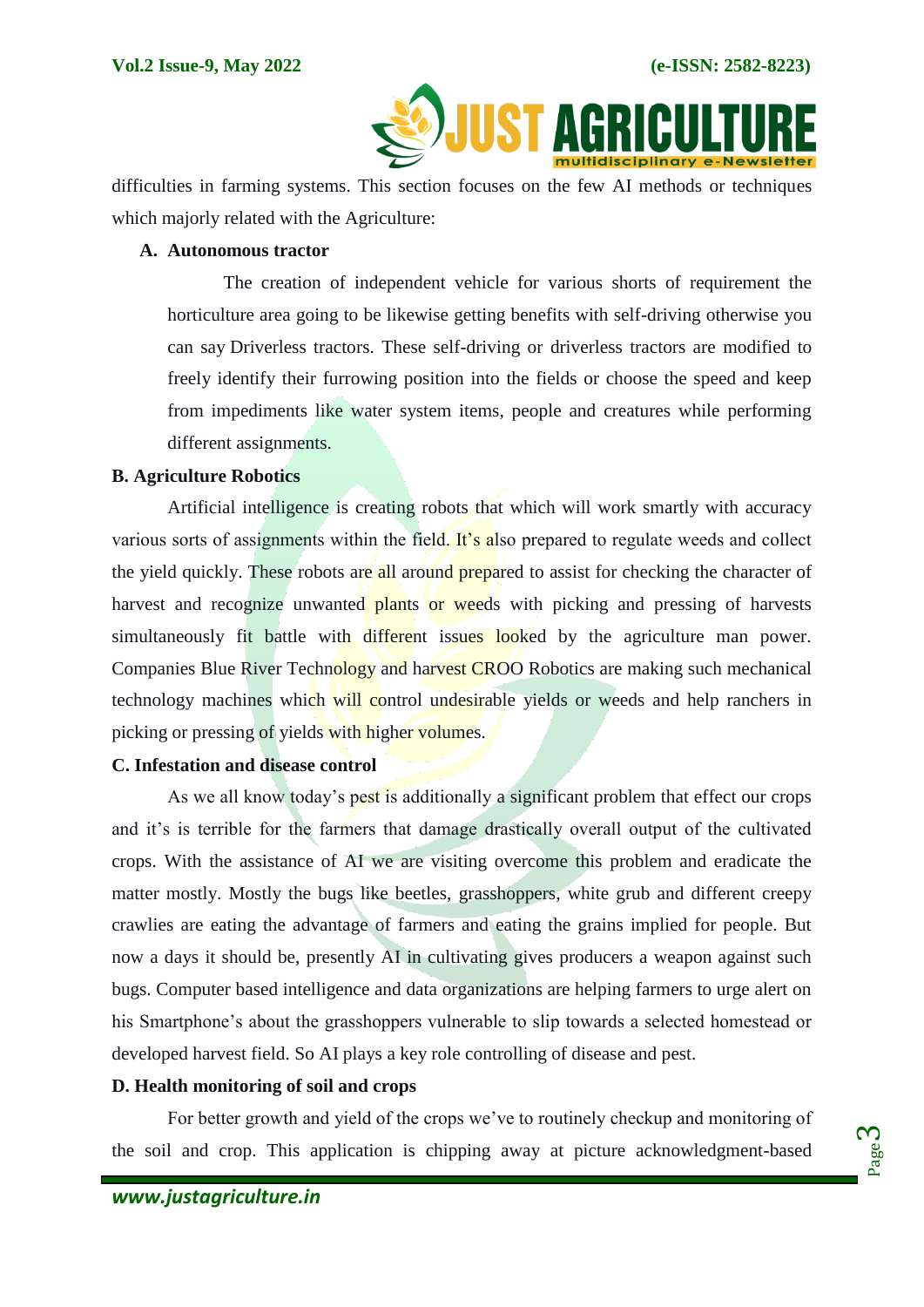difficulties in farming systems. This section focuses on the few AI methods or techniques which majorly related with the Agriculture:

**A. Autonomous tractor**

The creation of independent vehicle for various shorts of requirement the horticulture area going to be likewise getting benefits with self-driving otherwise you can say Driverless tractors. These self-driving or driverless tractors are modified to freely identify their furrowing position into the fields or choose the speed and keep from impediments like water system items, people and creatures while performing different assignments.

**B. Agriculture Robotics**

Artificial intelligence is creating robots that which will work smartly with accuracy various sorts of assignments within the field. It's also prepared to regulate weeds and collect the yield quickly. These robots are all around prepared to assist for checking the character of harvest and recognize unwanted plants or weeds with picking and pressing of harvests simultaneously fit battle with different issues looked by the agriculture man power. Companies Blue River Technology and harvest CROO Robotics are making such mechanical technology machines which will control undesirable yields or weeds and help ranchers in picking or pressing of yields with higher volumes.

**C. Infestation and disease control**

As we all know today's pest is additionally a significant problem that effect our crops and it's is terrible for the farmers that damage drastically overall output of the cultivated crops. With the assistance of AI we are visiting overcome this problem and eradicate the matter mostly. Mostly the bugs like beetles, grasshoppers, white grub and different creepy crawlies are eating the advantage of farmers and eating the grains implied for people. But now a days it should be, presently AI in cultivating gives producers a weapon against such bugs. Computer based intelligence and data organizations are helping farmers to urge alert on his Smartphone's about the grasshoppers vulnerable to slip towards a selected homestead or developed harvest field. So AI plays a key role controlling of disease and pest.

**D. Health monitoring of soil and crops**

For better growth and yield of the crops we've to routinely checkup and monitoring of the soil and crop. This application is chipping away at picture acknowledgment-based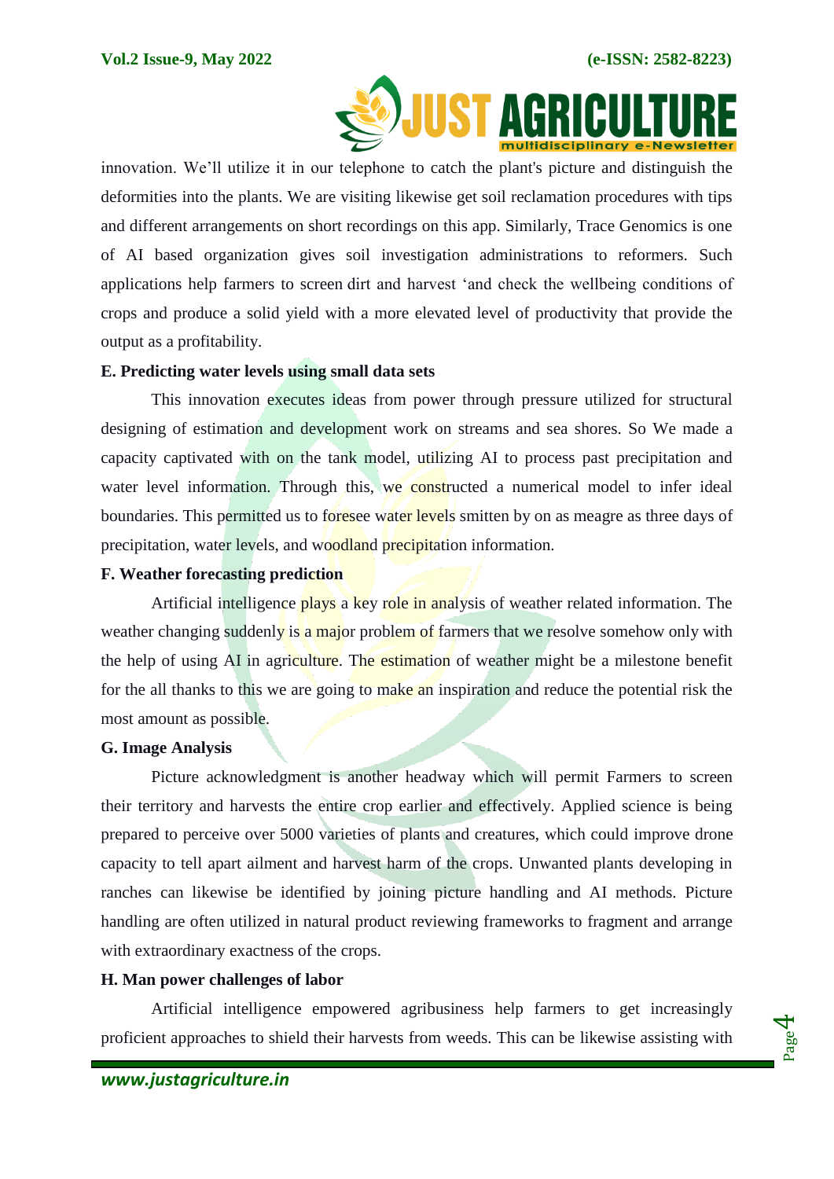innovation. We'll utilize it in our telephone to catch the plant's picture and distinguish the deformities into the plants. We are visiting likewise get soil reclamation procedures with tips and different arrangements on short recordings on this app. Similarly, Trace Genomics is one of AI based organization gives soil investigation administrations to reformers. Such applications help farmers to screen dirt and harvest 'and check the wellbeing conditions of crops and produce a solid yield with a more elevated level of productivity that provide the output as a profitability.

**E. Predicting water levels using small data sets**

This innovation executes ideas from power through pressure utilized for structural designing of estimation and development work on streams and sea shores. So We made a capacity captivated with on the tank model, utilizing AI to process past precipitation and water level information. Through this, we constructed a numerical model to infer ideal boundaries. This permitted us to foresee water levels smitten by on as meagre as three days of precipitation, water levels, and woodland precipitation information.

**F. Weather forecasting prediction**

Artificial intelligence plays a key role in analysis of weather related information. The weather changing suddenly is a major problem of farmers that we resolve somehow only with the help of using AI in agriculture. The estimation of weather might be a milestone benefit for the all thanks to this we are going to make an inspiration and reduce the potential risk the most amount as possible.

**G. Image Analysis**

Picture acknowledgment is another headway which will permit Farmers to screen their territory and harvests the entire crop earlier and effectively. Applied science is being prepared to perceive over 5000 varieties of plants and creatures, which could improve drone capacity to tell apart ailment and harvest harm of the crops. Unwanted plants developing in ranches can likewise be identified by joining picture handling and AI methods. Picture handling are often utilized in natural product reviewing frameworks to fragment and arrange with extraordinary exactness of the crops.

**H. Man power challenges of labor**

Artificial intelligence empowered agribusiness help farmers to get increasingly proficient approaches to shield their harvests from weeds. This can be likewise assisting with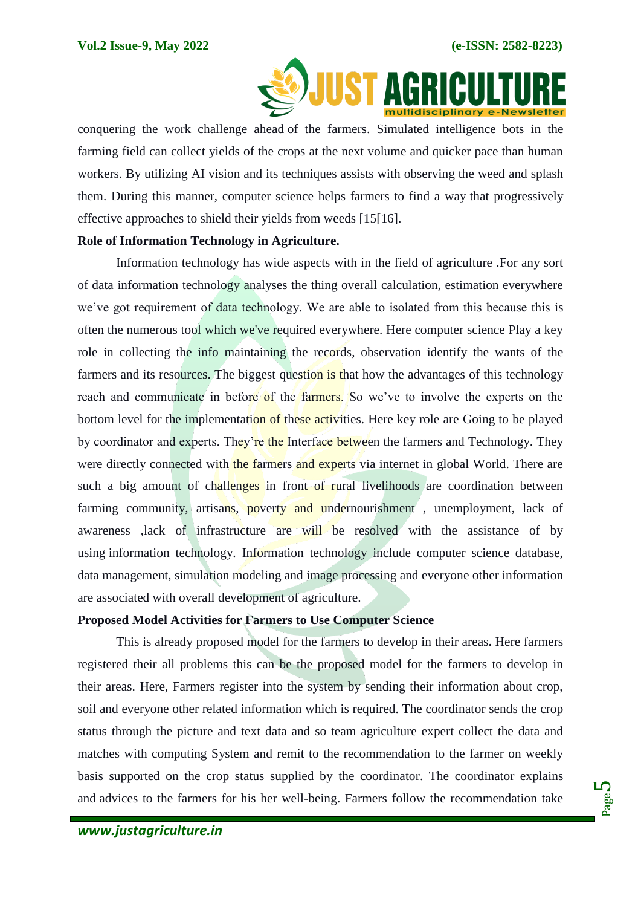conquering the work challenge ahead of the farmers. Simulated intelligence bots in the farming field can collect yields of the crops at the next volume and quicker pace than human workers. By utilizing AI vision and its techniques assists with observing the weed and splash them. During this manner, computer science helps farmers to find a way that progressively effective approaches to shield their yields from weeds [15[16].

**Role of Information Technology in Agriculture.**

Information technology has wide aspects with in the field of agriculture .For any sort of data information technology analyses the thing overall calculation, estimation everywhere we've got requirement of data technology. We are able to isolated from this because this is often the numerous tool which we've required everywhere. Here computer science Play a key role in collecting the info maintaining the records, observation identify the wants of the farmers and its resources. The biggest question is that how the advantages of this technology reach and communicate in before of the farmers. So we've to involve the experts on the bottom level for the implementation of these activities. Here key role are Going to be played by coordinator and experts. They're the Interface between the farmers and Technology. They were directly connected with the farmers and experts via internet in global World. There are such a big amount of challenges in front of rural livelihoods are coordination between farming community, artisans, poverty and undernourishment , unemployment, lack of awareness ,lack of infrastructure are will be resolved with the assistance of by using information technology. Information technology include computer science database, data management, simulation modeling and image processing and everyone other information are associated with overall development of agriculture.

**Proposed Model Activities for Farmers to Use Computer Science**

This is already proposed model for the farmers to develop in their areas**.** Here farmers registered their all problems this can be the proposed model for the farmers to develop in their areas. Here, Farmers register into the system by sending their information about crop, soil and everyone other related information which is required. The coordinator sends the crop status through the picture and text data and so team agriculture expert collect the data and matches with computing System and remit to the recommendation to the farmer on weekly basis supported on the crop status supplied by the coordinator. The coordinator explains and advices to the farmers for his her well-being. Farmers follow the recommendation take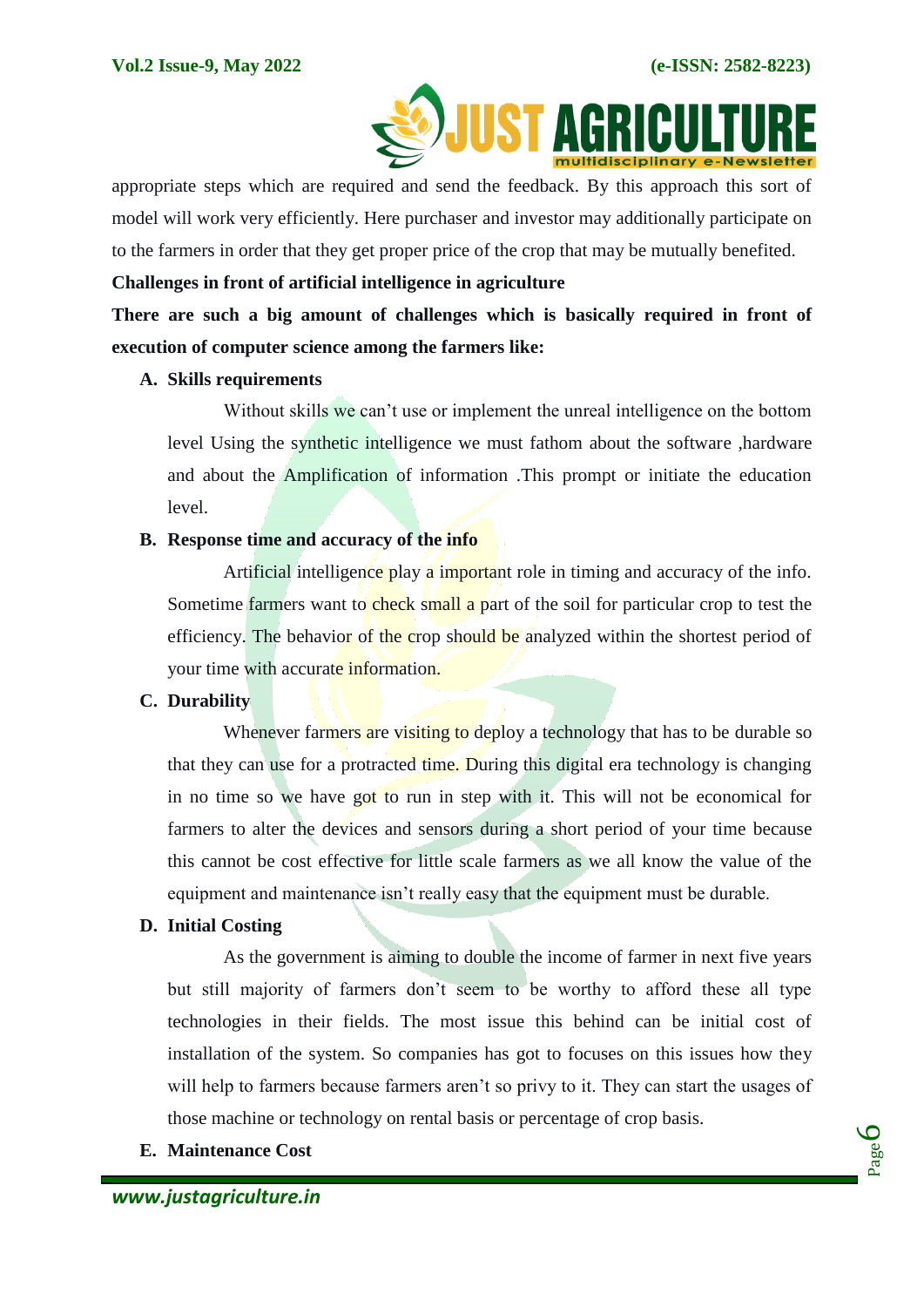appropriate steps which are required and send the feedback. By this approach this sort of model will work very efficiently. Here purchaser and investor may additionally participate on to the farmers in order that they get proper price of the crop that may be mutually benefited.

**Challenges in front of artificial intelligence in agriculture**

**There are such a big amount of challenges which is basically required in front of execution of computer science among the farmers like:**

**A. Skills requirements**

Without skills we can't use or implement the unreal intelligence on the bottom level Using the synthetic intelligence we must fathom about the software ,hardware and about the Amplification of information .This prompt or initiate the education level.

**B. Response time and accuracy of the info**

Artificial intelligence play a important role in timing and accuracy of the info. Sometime farmers want to check small a part of the soil for particular crop to test the efficiency. The behavior of the crop should be analyzed within the shortest period of your time with accurate information.

**C. Durability**

Whenever farmers are visiting to deploy a technology that has to be durable so that they can use for a protracted time. During this digital era technology is changing in no time so we have got to run in step with it. This will not be economical for farmers to alter the devices and sensors during a short period of your time because this cannot be cost effective for little scale farmers as we all know the value of the equipment and maintenance isn't really easy that the equipment must be durable.

**D. Initial Costing**

As the government is aiming to double the income of farmer in next five years but still majority of farmers don't seem to be worthy to afford these all type technologies in their fields. The most issue this behind can be initial cost of installation of the system. So companies has got to focuses on this issues how they will help to farmers because farmers aren't so privy to it. They can start the usages of those machine or technology on rental basis or percentage of crop basis.

**E. Maintenance Cost**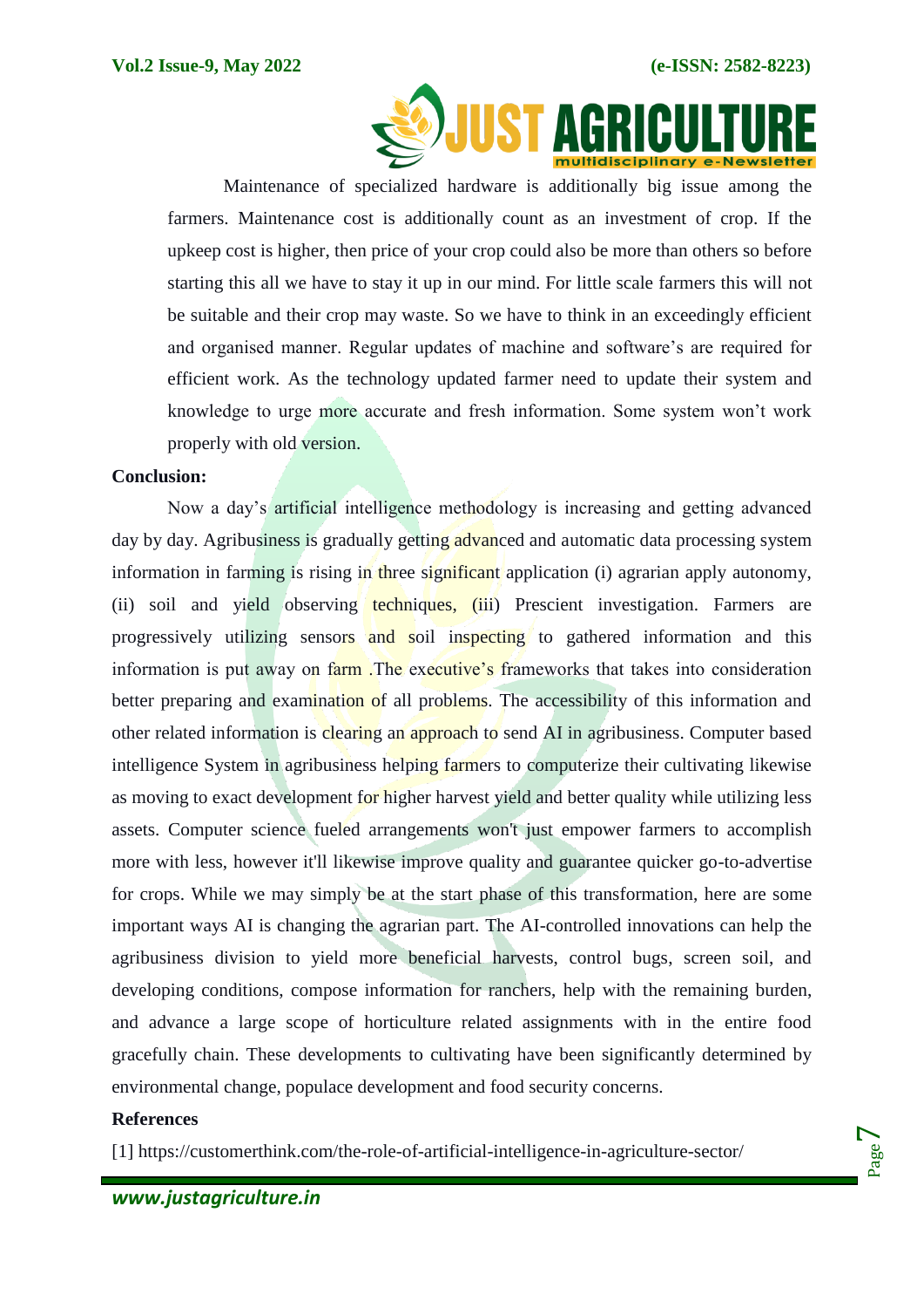Maintenance of specialized hardware is additionally big issue among the farmers. Maintenance cost is additionally count as an investment of crop. If the upkeep cost is higher, then price of your crop could also be more than others so before starting this all we have to stay it up in our mind. For little scale farmers this will not be suitable and their crop may waste. So we have to think in an exceedingly efficient and organised manner. Regular updates of machine and software's are required for efficient work. As the technology updated farmer need to update their system and knowledge to urge more accurate and fresh information. Some system won't work properly with old version.

**Conclusion:**

Now a day's artificial intelligence methodology is increasing and getting advanced day by day. Agribusiness is gradually getting advanced and automatic data processing system information in farming is rising in three significant application (i) agrarian apply autonomy, (ii) soil and yield observing techniques, (iii) Prescient investigation. Farmers are progressively utilizing sensors and soil inspecting to gathered information and this information is put away on farm .The executive's frameworks that takes into consideration better preparing and examination of all problems. The accessibility of this information and other related information is clearing an approach to send AI in agribusiness. Computer based intelligence System in agribusiness helping farmers to computerize their cultivating likewise as moving to exact development for higher harvest yield and better quality while utilizing less assets. Computer science fueled arrangements won't just empower farmers to accomplish more with less, however it'll likewise improve quality and guarantee quicker go-to-advertise for crops. While we may simply be at the start phase of this transformation, here are some important ways AI is changing the agrarian part. The AI-controlled innovations can help the agribusiness division to yield more beneficial harvests, control bugs, screen soil, and developing conditions, compose information for ranchers, help with the remaining burden, and advance a large scope of horticulture related assignments with in the entire food gracefully chain. These developments to cultivating have been significantly determined by environmental change, populace development and food security concerns.

**References**

[1] https://customerthink.com/the-role-of-artificial-intelligence-in-agriculture-sector/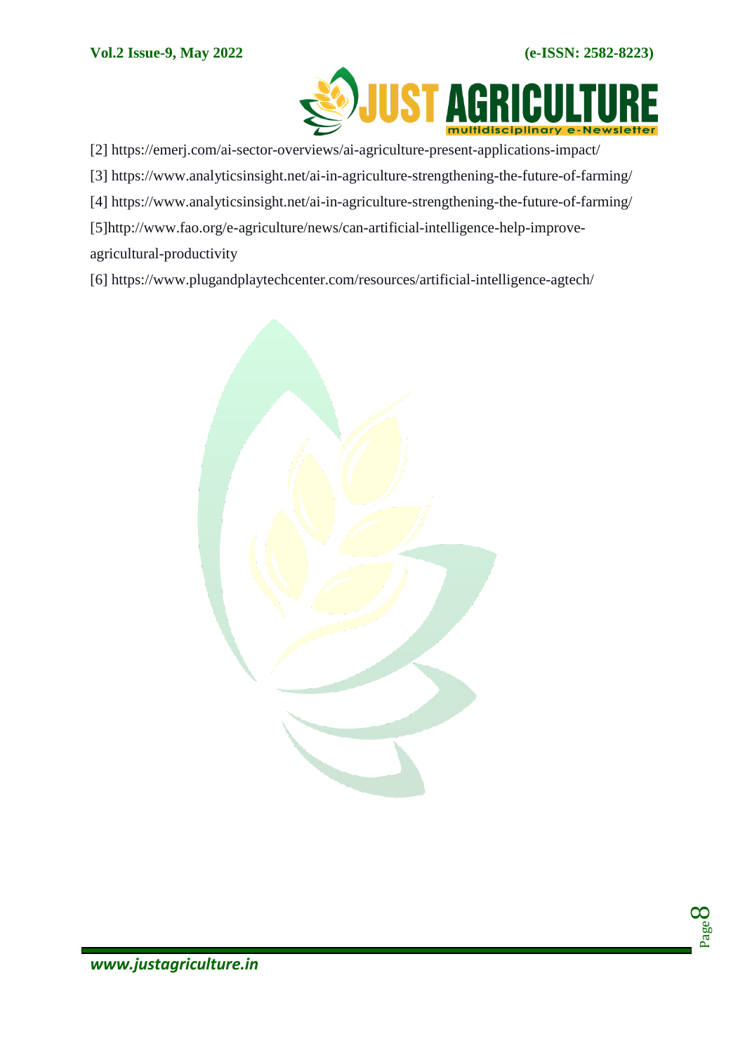[2] https://emerj.com/ai-sector-overviews/ai-agriculture-present-applications-impact/

[3] https://www.analyticsinsight.net/ai-in-agriculture-strengthening-the-future-of-farming/

[4] https://www.analyticsinsight.net/ai-in-agriculture-strengthening-the-future-of-farming/

[5]http://www.fao.org/e-agriculture/news/can-artificial-intelligence-help-improve-agricultural-productivity

[6] https://www.plugandplaytechcenter.com/resources/artificial-intelligence-agtech/